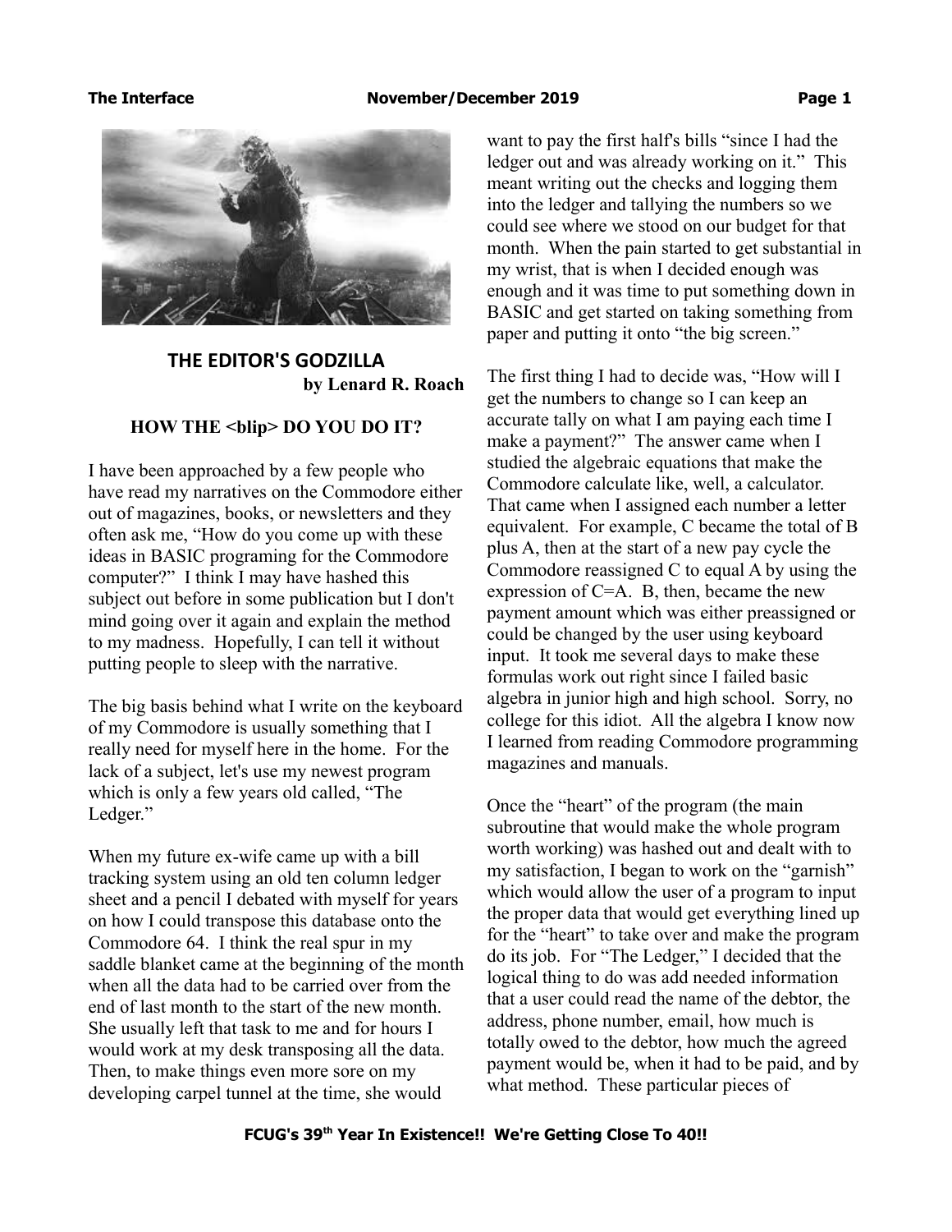# THE EDITOR'S GODZILLA

**by Lenard R. Roach**

## HOW THE <blip> DO YOU DO IT?

I have been approached by a few people who have read my narratives on the Commodore either out of magazines, books, or newsletters and they often ask me, "How do you come up with these ideas in BASIC programing for the Commodore computer?" I think I may have hashed this subject out before in some publication but I don't mind going over it again and explain the method to my madness. Hopefully, I can tell it without putting people to sleep with the narrative.

The big basis behind what I write on the keyboard of my Commodore is usually something that I really need for myself here in the home. For the lack of a subject, let's use my newest program which is only a few years old called, "The Ledger."

When my future ex-wife came up with a bill tracking system using an old ten column ledger sheet and a pencil I debated with myself for years on how I could transpose this database onto the Commodore 64. I think the real spur in my saddle blanket came at the beginning of the month when all the data had to be carried over from the end of last month to the start of the new month. She usually left that task to me and for hours I would work at my desk transposing all the data. Then, to make things even more sore on my developing carpel tunnel at the time, she would want to pay the first half's bills "since I had the ledger out and was already working on it." This meant writing out the checks and logging them into the ledger and tallying the numbers so we could see where we stood on our budget for that month. When the pain started to get substantial in my wrist, that is when I decided enough was enough and it was time to put something down in BASIC and get started on taking something from paper and putting it onto "the big screen."

The first thing I had to decide was, "How will I get the numbers to change so I can keep an accurate tally on what I am paying each time I make a payment?" The answer came when I studied the algebraic equations that make the Commodore calculate like, well, a calculator. That came when I assigned each number a letter equivalent. For example, C became the total of B plus A, then at the start of a new pay cycle the Commodore reassigned C to equal A by using the expression of C=A. B, then, became the new payment amount which was either preassigned or could be changed by the user using keyboard input. It took me several days to make these formulas work out right since I failed basic algebra in junior high and high school. Sorry, no college for this idiot. All the algebra I know now I learned from reading Commodore programming magazines and manuals.

Once the "heart" of the program (the main subroutine that would make the whole program worth working) was hashed out and dealt with to my satisfaction, I began to work on the "garnish" which would allow the user of a program to input the proper data that would get everything lined up for the "heart" to take over and make the program do its job. For "The Ledger," I decided that the logical thing to do was add needed information that a user could read the name of the debtor, the address, phone number, email, how much is totally owed to the debtor, how much the agreed payment would be, when it had to be paid, and by what method. These particular pieces of

FCUG's 39th Year In Existence!! We're Getting Close To 40!!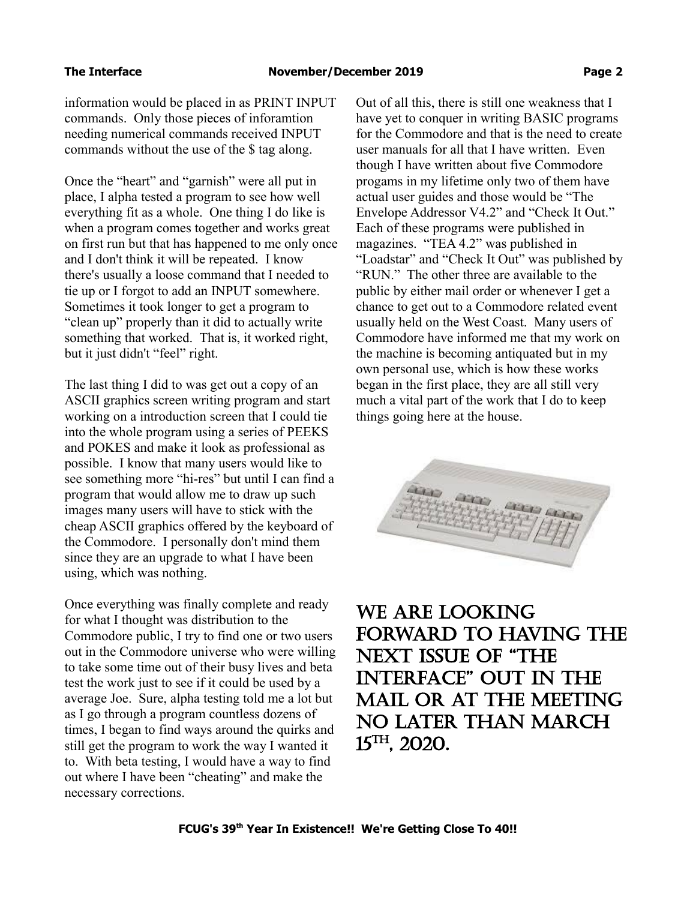information would be placed in as PRINT INPUT commands. Only those pieces of inforamtion needing numerical commands received INPUT commands without the use of the $ tag along.

Once the "heart" and "garnish" were all put in place, I alpha tested a program to see how well everything fit as a whole. One thing I do like is when a program comes together and works great on first run but that has happened to me only once and I don't think it will be repeated. I know there's usually a loose command that I needed to tie up or I forgot to add an INPUT somewhere. Sometimes it took longer to get a program to "clean up" properly than it did to actually write something that worked. That is, it worked right, but it just didn't "feel" right.

The last thing I did to was get out a copy of an ASCII graphics screen writing program and start working on a introduction screen that I could tie into the whole program using a series of PEEKS and POKES and make it look as professional as possible. I know that many users would like to see something more "hi-res" but until I can find a program that would allow me to draw up such images many users will have to stick with the cheap ASCII graphics offered by the keyboard of the Commodore. I personally don't mind them since they are an upgrade to what I have been using, which was nothing.

Once everything was finally complete and ready for what I thought was distribution to the Commodore public, I try to find one or two users out in the Commodore universe who were willing to take some time out of their busy lives and beta test the work just to see if it could be used by a average Joe. Sure, alpha testing told me a lot but as I go through a program countless dozens of times, I began to find ways around the quirks and still get the program to work the way I wanted it to. With beta testing, I would have a way to find out where I have been "cheating" and make the necessary corrections.

Out of all this, there is still one weakness that I have yet to conquer in writing BASIC programs for the Commodore and that is the need to create user manuals for all that I have written. Even though I have written about five Commodore progams in my lifetime only two of them have actual user guides and those would be "The Envelope Addressor V4.2" and "Check It Out." Each of these programs were published in magazines. "TEA 4.2" was published in "Loadstar" and "Check It Out" was published by "RUN." The other three are available to the public by either mail order or whenever I get a chance to get out to a Commodore related event usually held on the West Coast. Many users of Commodore have informed me that my work on the machine is becoming antiquated but in my own personal use, which is how these works began in the first place, they are all still very much a vital part of the work that I do to keep things going here at the house.

## WE ARE LOOKING FORWARD TO HAVING THE NEXT ISSUE OF "THE INTERFACE" OUT IN THE MAIL OR AT THE MEETING NO LATER THAN MARCH 15TH, 2020.

**FCUG's 39th Year In Existence!! We're Getting Close To 40!!**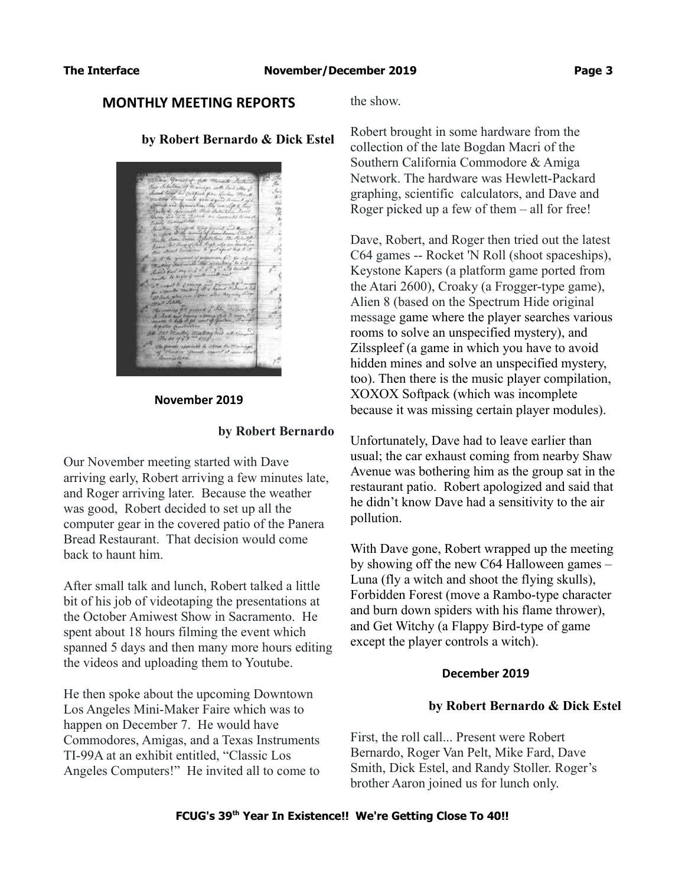## MONTHLY MEETING REPORTS

**by Robert Bernardo & Dick Estel**

### November 2019

**by Robert Bernardo**

Our November meeting started with Dave arriving early, Robert arriving a few minutes late, and Roger arriving later. Because the weather was good, Robert decided to set up all the computer gear in the covered patio of the Panera Bread Restaurant. That decision would come back to haunt him.

After small talk and lunch, Robert talked a little bit of his job of videotaping the presentations at the October Amiwest Show in Sacramento. He spent about 18 hours filming the event which spanned 5 days and then many more hours editing the videos and uploading them to Youtube.

He then spoke about the upcoming Downtown Los Angeles Mini-Maker Faire which was to happen on December 7. He would have Commodores, Amigas, and a Texas Instruments TI-99A at an exhibit entitled, "Classic Los Angeles Computers!" He invited all to come to the show.

Robert brought in some hardware from the collection of the late Bogdan Macri of the Southern California Commodore & Amiga Network. The hardware was Hewlett-Packard graphing, scientific calculators, and Dave and Roger picked up a few of them – all for free!

Dave, Robert, and Roger then tried out the latest C64 games -- Rocket 'N Roll (shoot spaceships), Keystone Kapers (a platform game ported from the Atari 2600), Croaky (a Frogger-type game), Alien 8 (based on the Spectrum Hide original message game where the player searches various rooms to solve an unspecified mystery), and Zilsspleef (a game in which you have to avoid hidden mines and solve an unspecified mystery, too). Then there is the music player compilation, XOXOX Softpack (which was incomplete because it was missing certain player modules).

Unfortunately, Dave had to leave earlier than usual; the car exhaust coming from nearby Shaw Avenue was bothering him as the group sat in the restaurant patio. Robert apologized and said that he didn't know Dave had a sensitivity to the air pollution.

With Dave gone, Robert wrapped up the meeting by showing off the new C64 Halloween games – Luna (fly a witch and shoot the flying skulls), Forbidden Forest (move a Rambo-type character and burn down spiders with his flame thrower), and Get Witchy (a Flappy Bird-type of game except the player controls a witch).

### December 2019

**by Robert Bernardo & Dick Estel**

First, the roll call... Present were Robert Bernardo, Roger Van Pelt, Mike Fard, Dave Smith, Dick Estel, and Randy Stoller. Roger's brother Aaron joined us for lunch only.

**FCUG's 39th Year In Existence!! We're Getting Close To 40!!**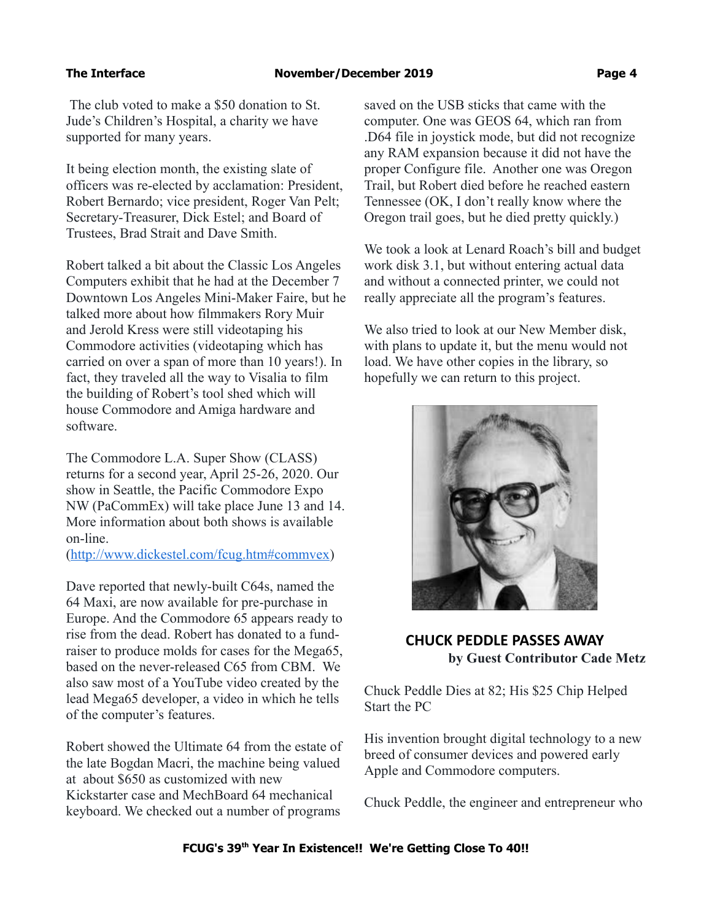The club voted to make a $50 donation to St. Jude's Children's Hospital, a charity we have supported for many years.

It being election month, the existing slate of officers was re-elected by acclamation: President, Robert Bernardo; vice president, Roger Van Pelt; Secretary-Treasurer, Dick Estel; and Board of Trustees, Brad Strait and Dave Smith.

Robert talked a bit about the Classic Los Angeles Computers exhibit that he had at the December 7 Downtown Los Angeles Mini-Maker Faire, but he talked more about how filmmakers Rory Muir and Jerold Kress were still videotaping his Commodore activities (videotaping which has carried on over a span of more than 10 years!). In fact, they traveled all the way to Visalia to film the building of Robert's tool shed which will house Commodore and Amiga hardware and software.

The Commodore L.A. Super Show (CLASS) returns for a second year, April 25-26, 2020. Our show in Seattle, the Pacific Commodore Expo NW (PaCommEx) will take place June 13 and 14. More information about both shows is available on-line. (http://www.dickestel.com/fcug.htm#commvex)

Dave reported that newly-built C64s, named the 64 Maxi, are now available for pre-purchase in Europe. And the Commodore 65 appears ready to rise from the dead. Robert has donated to a fund-raiser to produce molds for cases for the Mega65, based on the never-released C65 from CBM. We also saw most of a YouTube video created by the lead Mega65 developer, a video in which he tells of the computer's features.

Robert showed the Ultimate 64 from the estate of the late Bogdan Macri, the machine being valued at about $650 as customized with new Kickstarter case and MechBoard 64 mechanical keyboard. We checked out a number of programs saved on the USB sticks that came with the computer. One was GEOS 64, which ran from .D64 file in joystick mode, but did not recognize any RAM expansion because it did not have the proper Configure file. Another one was Oregon Trail, but Robert died before he reached eastern Tennessee (OK, I don't really know where the Oregon trail goes, but he died pretty quickly.)

We took a look at Lenard Roach's bill and budget work disk 3.1, but without entering actual data and without a connected printer, we could not really appreciate all the program's features.

We also tried to look at our New Member disk, with plans to update it, but the menu would not load. We have other copies in the library, so hopefully we can return to this project.

## CHUCK PEDDLE PASSES AWAY

**by Guest Contributor Cade Metz**

Chuck Peddle Dies at 82; His $25 Chip Helped Start the PC

His invention brought digital technology to a new breed of consumer devices and powered early Apple and Commodore computers.

Chuck Peddle, the engineer and entrepreneur who

**FCUG's 39th Year In Existence!! We're Getting Close To 40!!**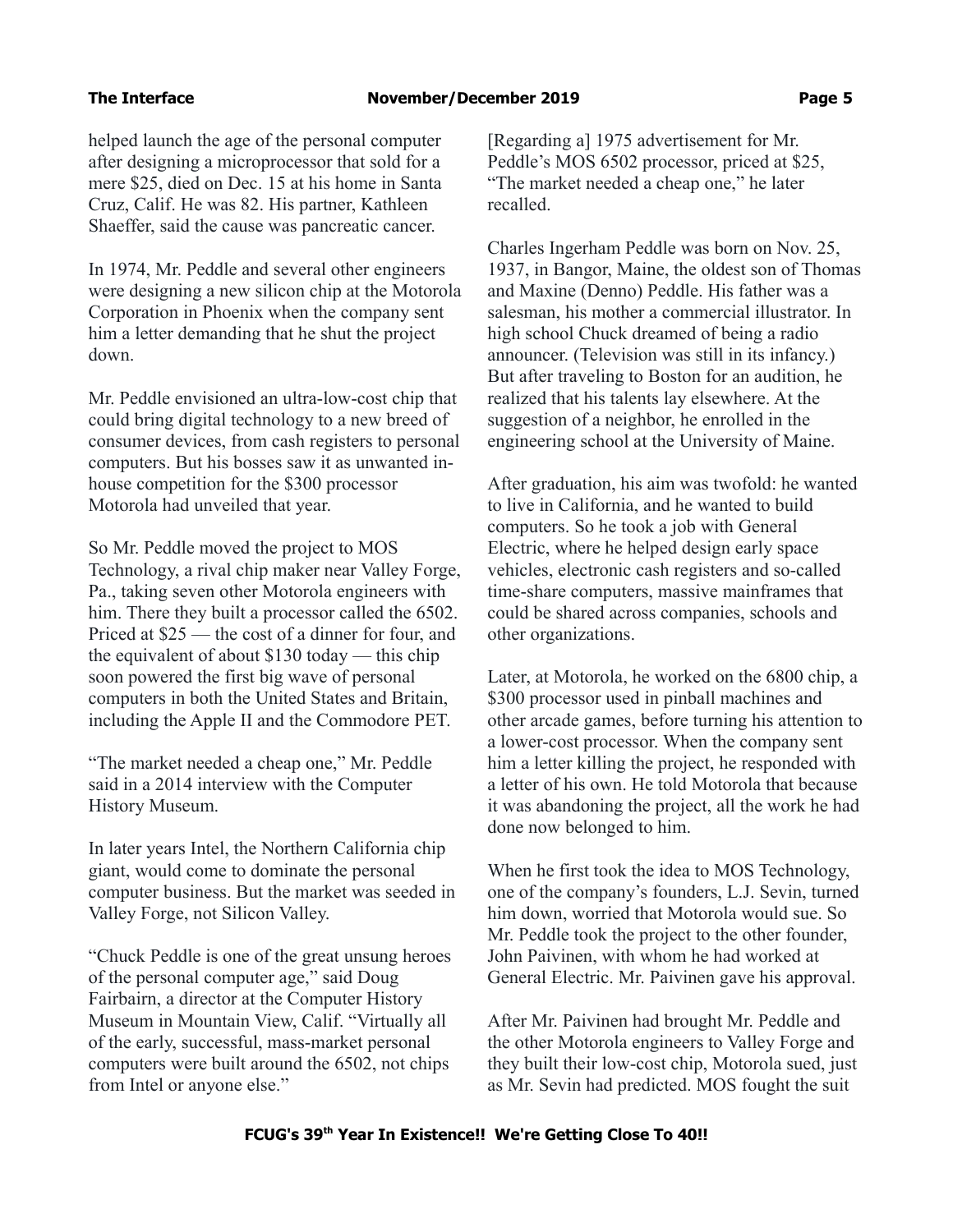helped launch the age of the personal computer after designing a microprocessor that sold for a mere $25, died on Dec. 15 at his home in Santa Cruz, Calif. He was 82. His partner, Kathleen Shaeffer, said the cause was pancreatic cancer.

In 1974, Mr. Peddle and several other engineers were designing a new silicon chip at the Motorola Corporation in Phoenix when the company sent him a letter demanding that he shut the project down.

Mr. Peddle envisioned an ultra-low-cost chip that could bring digital technology to a new breed of consumer devices, from cash registers to personal computers. But his bosses saw it as unwanted in-house competition for the $300 processor Motorola had unveiled that year.

So Mr. Peddle moved the project to MOS Technology, a rival chip maker near Valley Forge, Pa., taking seven other Motorola engineers with him. There they built a processor called the 6502. Priced at $25 — the cost of a dinner for four, and the equivalent of about $130 today — this chip soon powered the first big wave of personal computers in both the United States and Britain, including the Apple II and the Commodore PET.

"The market needed a cheap one," Mr. Peddle said in a 2014 interview with the Computer History Museum.

In later years Intel, the Northern California chip giant, would come to dominate the personal computer business. But the market was seeded in Valley Forge, not Silicon Valley.

"Chuck Peddle is one of the great unsung heroes of the personal computer age," said Doug Fairbairn, a director at the Computer History Museum in Mountain View, Calif. "Virtually all of the early, successful, mass-market personal computers were built around the 6502, not chips from Intel or anyone else."

[Regarding a] 1975 advertisement for Mr. Peddle's MOS 6502 processor, priced at $25, "The market needed a cheap one," he later recalled.

Charles Ingerham Peddle was born on Nov. 25, 1937, in Bangor, Maine, the oldest son of Thomas and Maxine (Denno) Peddle. His father was a salesman, his mother a commercial illustrator. In high school Chuck dreamed of being a radio announcer. (Television was still in its infancy.) But after traveling to Boston for an audition, he realized that his talents lay elsewhere. At the suggestion of a neighbor, he enrolled in the engineering school at the University of Maine.

After graduation, his aim was twofold: he wanted to live in California, and he wanted to build computers. So he took a job with General Electric, where he helped design early space vehicles, electronic cash registers and so-called time-share computers, massive mainframes that could be shared across companies, schools and other organizations.

Later, at Motorola, he worked on the 6800 chip, a $300 processor used in pinball machines and other arcade games, before turning his attention to a lower-cost processor. When the company sent him a letter killing the project, he responded with a letter of his own. He told Motorola that because it was abandoning the project, all the work he had done now belonged to him.

When he first took the idea to MOS Technology, one of the company's founders, L.J. Sevin, turned him down, worried that Motorola would sue. So Mr. Peddle took the project to the other founder, John Paivinen, with whom he had worked at General Electric. Mr. Paivinen gave his approval.

After Mr. Paivinen had brought Mr. Peddle and the other Motorola engineers to Valley Forge and they built their low-cost chip, Motorola sued, just as Mr. Sevin had predicted. MOS fought the suit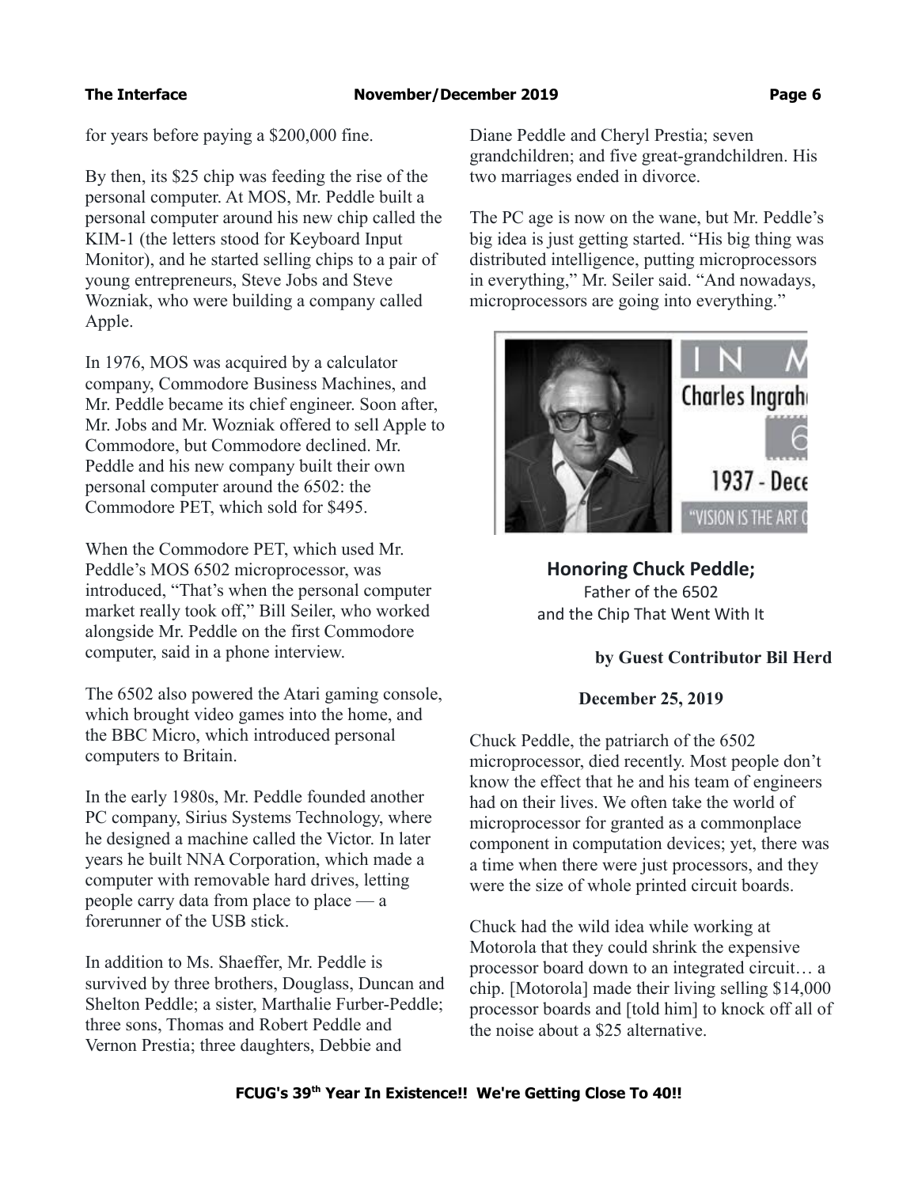for years before paying a $200,000 fine.

By then, its $25 chip was feeding the rise of the personal computer. At MOS, Mr. Peddle built a personal computer around his new chip called the KIM-1 (the letters stood for Keyboard Input Monitor), and he started selling chips to a pair of young entrepreneurs, Steve Jobs and Steve Wozniak, who were building a company called Apple.

In 1976, MOS was acquired by a calculator company, Commodore Business Machines, and Mr. Peddle became its chief engineer. Soon after, Mr. Jobs and Mr. Wozniak offered to sell Apple to Commodore, but Commodore declined. Mr. Peddle and his new company built their own personal computer around the 6502: the Commodore PET, which sold for $495.

When the Commodore PET, which used Mr. Peddle's MOS 6502 microprocessor, was introduced, "That's when the personal computer market really took off," Bill Seiler, who worked alongside Mr. Peddle on the first Commodore computer, said in a phone interview.

The 6502 also powered the Atari gaming console, which brought video games into the home, and the BBC Micro, which introduced personal computers to Britain.

In the early 1980s, Mr. Peddle founded another PC company, Sirius Systems Technology, where he designed a machine called the Victor. In later years he built NNA Corporation, which made a computer with removable hard drives, letting people carry data from place to place — a forerunner of the USB stick.

In addition to Ms. Shaeffer, Mr. Peddle is survived by three brothers, Douglass, Duncan and Shelton Peddle; a sister, Marthalie Furber-Peddle; three sons, Thomas and Robert Peddle and Vernon Prestia; three daughters, Debbie and Diane Peddle and Cheryl Prestia; seven grandchildren; and five great-grandchildren. His two marriages ended in divorce.

The PC age is now on the wane, but Mr. Peddle's big idea is just getting started. "His big thing was distributed intelligence, putting microprocessors in everything," Mr. Seiler said. "And nowadays, microprocessors are going into everything."

## Honoring Chuck Peddle;

Father of the 6502
and the Chip That Went With It

**by Guest Contributor Bil Herd**

**December 25, 2019**

Chuck Peddle, the patriarch of the 6502 microprocessor, died recently. Most people don't know the effect that he and his team of engineers had on their lives. We often take the world of microprocessor for granted as a commonplace component in computation devices; yet, there was a time when there were just processors, and they were the size of whole printed circuit boards.

Chuck had the wild idea while working at Motorola that they could shrink the expensive processor board down to an integrated circuit… a chip. [Motorola] made their living selling $14,000 processor boards and [told him] to knock off all of the noise about a $25 alternative.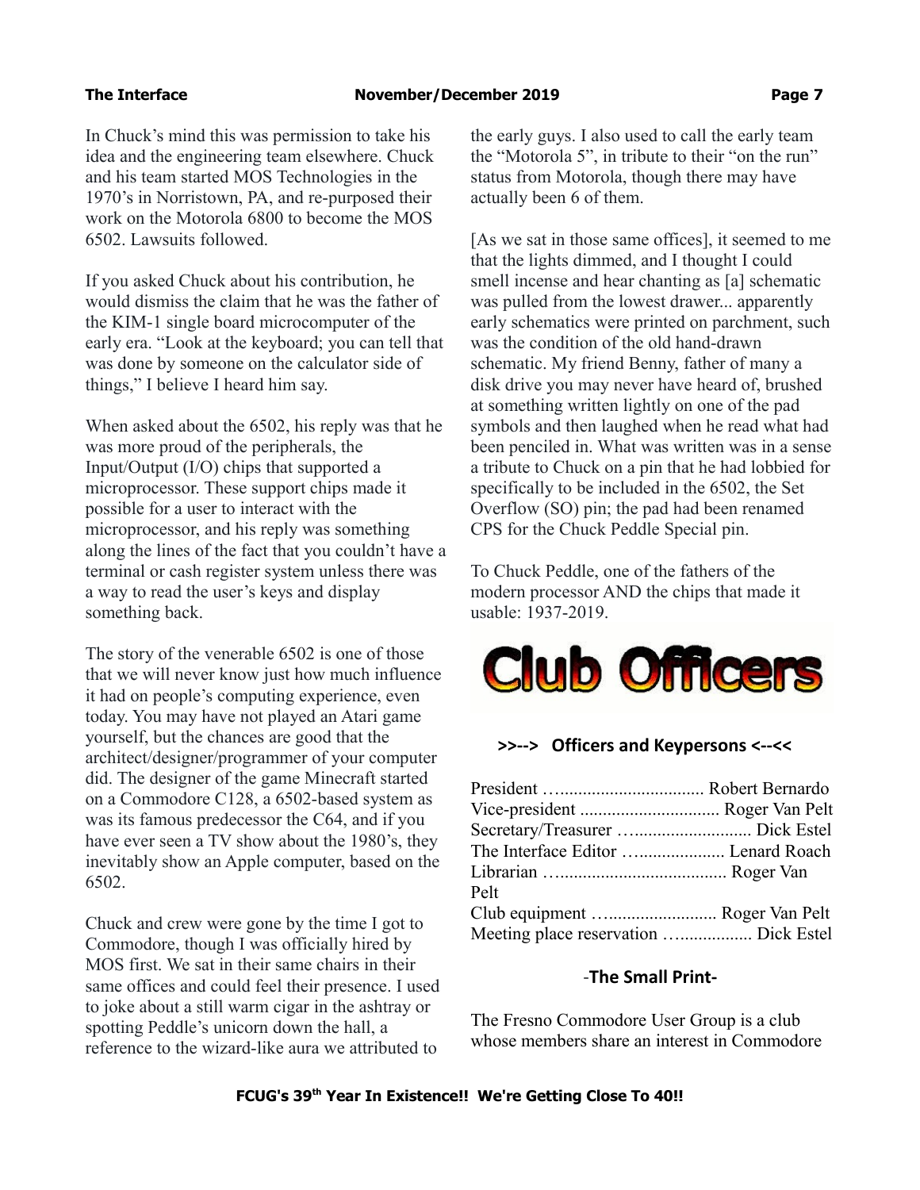In Chuck's mind this was permission to take his idea and the engineering team elsewhere. Chuck and his team started MOS Technologies in the 1970's in Norristown, PA, and re-purposed their work on the Motorola 6800 to become the MOS 6502. Lawsuits followed.

If you asked Chuck about his contribution, he would dismiss the claim that he was the father of the KIM-1 single board microcomputer of the early era. "Look at the keyboard; you can tell that was done by someone on the calculator side of things," I believe I heard him say.

When asked about the 6502, his reply was that he was more proud of the peripherals, the Input/Output (I/O) chips that supported a microprocessor. These support chips made it possible for a user to interact with the microprocessor, and his reply was something along the lines of the fact that you couldn't have a terminal or cash register system unless there was a way to read the user's keys and display something back.

The story of the venerable 6502 is one of those that we will never know just how much influence it had on people's computing experience, even today. You may have not played an Atari game yourself, but the chances are good that the architect/designer/programmer of your computer did. The designer of the game Minecraft started on a Commodore C128, a 6502-based system as was its famous predecessor the C64, and if you have ever seen a TV show about the 1980's, they inevitably show an Apple computer, based on the 6502.

Chuck and crew were gone by the time I got to Commodore, though I was officially hired by MOS first. We sat in their same chairs in their same offices and could feel their presence. I used to joke about a still warm cigar in the ashtray or spotting Peddle's unicorn down the hall, a reference to the wizard-like aura we attributed to the early guys. I also used to call the early team the "Motorola 5", in tribute to their "on the run" status from Motorola, though there may have actually been 6 of them.

[As we sat in those same offices], it seemed to me that the lights dimmed, and I thought I could smell incense and hear chanting as [a] schematic was pulled from the lowest drawer... apparently early schematics were printed on parchment, such was the condition of the old hand-drawn schematic. My friend Benny, father of many a disk drive you may never have heard of, brushed at something written lightly on one of the pad symbols and then laughed when he read what had been penciled in. What was written was in a sense a tribute to Chuck on a pin that he had lobbied for specifically to be included in the 6502, the Set Overflow (SO) pin; the pad had been renamed CPS for the Chuck Peddle Special pin.

To Chuck Peddle, one of the fathers of the modern processor AND the chips that made it usable: 1937-2019.

# Club Officers

**>>--> Officers and Keypersons <--<<**

President …................................ Robert Bernardo
Vice-president .............................. Roger Van Pelt
Secretary/Treasurer …......................... Dick Estel
The Interface Editor …................... Lenard Roach
Librarian …..................................... Roger Van Pelt
Club equipment …........................ Roger Van Pelt
Meeting place reservation …................ Dick Estel

**-The Small Print-**

The Fresno Commodore User Group is a club whose members share an interest in Commodore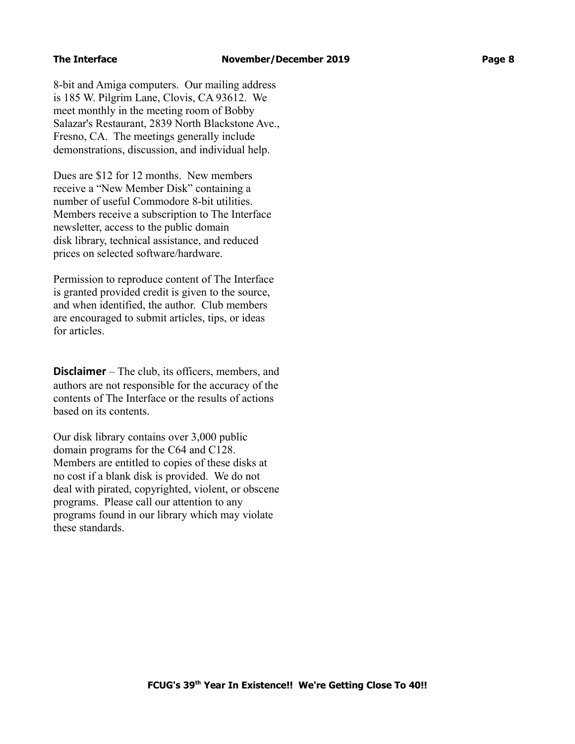8-bit and Amiga computers. Our mailing address is 185 W. Pilgrim Lane, Clovis, CA 93612. We meet monthly in the meeting room of Bobby Salazar's Restaurant, 2839 North Blackstone Ave., Fresno, CA. The meetings generally include demonstrations, discussion, and individual help.

Dues are $12 for 12 months. New members receive a "New Member Disk" containing a number of useful Commodore 8-bit utilities. Members receive a subscription to The Interface newsletter, access to the public domain disk library, technical assistance, and reduced prices on selected software/hardware.

Permission to reproduce content of The Interface is granted provided credit is given to the source, and when identified, the author. Club members are encouraged to submit articles, tips, or ideas for articles.

**Disclaimer** – The club, its officers, members, and authors are not responsible for the accuracy of the contents of The Interface or the results of actions based on its contents.

Our disk library contains over 3,000 public domain programs for the C64 and C128. Members are entitled to copies of these disks at no cost if a blank disk is provided. We do not deal with pirated, copyrighted, violent, or obscene programs. Please call our attention to any programs found in our library which may violate these standards.

**FCUG's 39th Year In Existence!! We're Getting Close To 40!!**